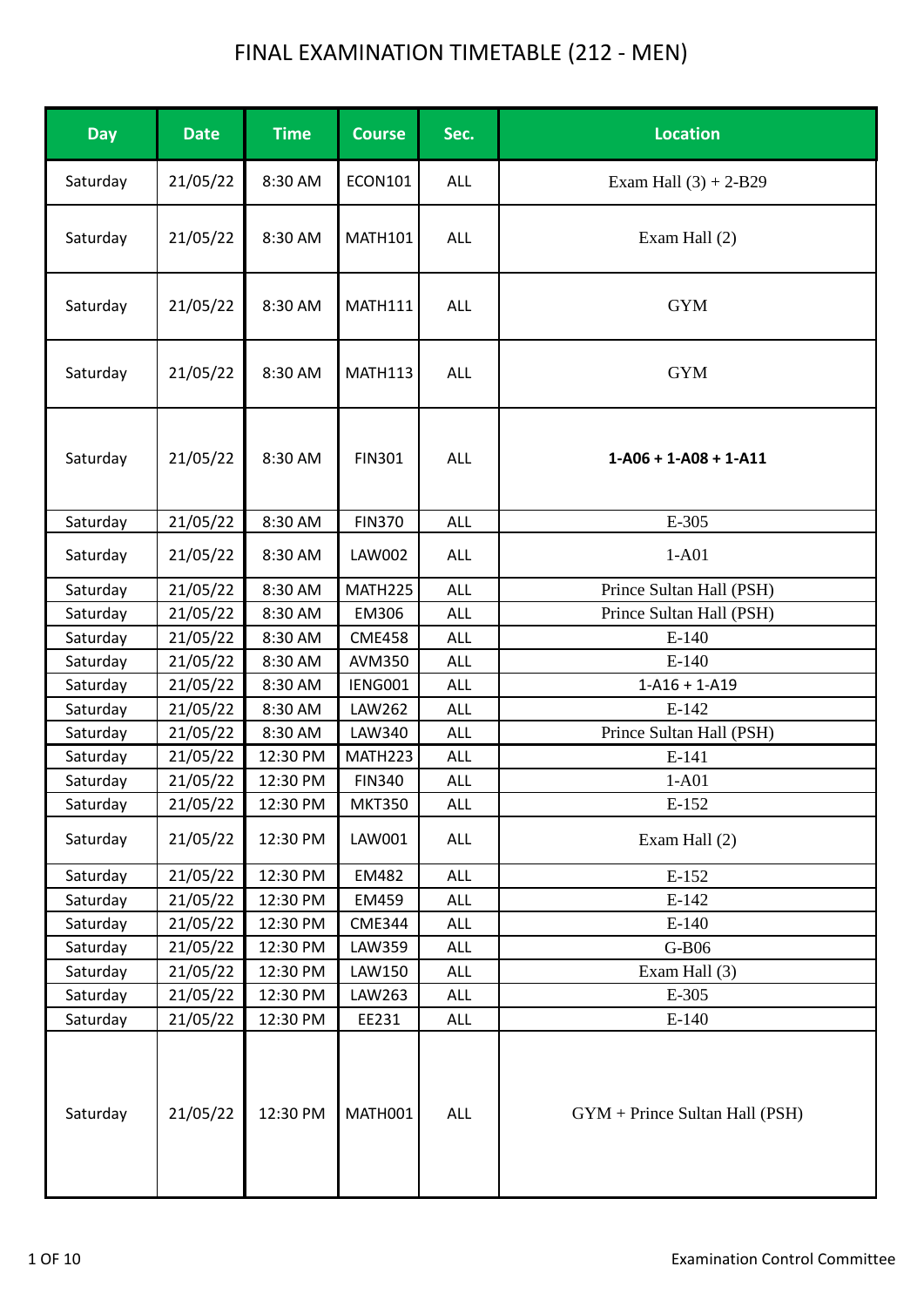# FINAL EXAMINATION TIMETABLE (212 - MEN)

| Day | Date | Time | Course | Sec. | Location |
| --- | --- | --- | --- | --- | --- |
| Saturday | 21/05/22 | 8:30 AM | ECON101 | ALL | Exam Hall (3) + 2-B29 |
| Saturday | 21/05/22 | 8:30 AM | MATH101 | ALL | Exam Hall (2) |
| Saturday | 21/05/22 | 8:30 AM | MATH111 | ALL | GYM |
| Saturday | 21/05/22 | 8:30 AM | MATH113 | ALL | GYM |
| Saturday | 21/05/22 | 8:30 AM | FIN301 | ALL | **1-A06 + 1-A08 + 1-A11** |
| Saturday | 21/05/22 | 8:30 AM | FIN370 | ALL | E-305 |
| Saturday | 21/05/22 | 8:30 AM | LAW002 | ALL | 1-A01 |
| Saturday | 21/05/22 | 8:30 AM | MATH225 | ALL | Prince Sultan Hall (PSH) |
| Saturday | 21/05/22 | 8:30 AM | EM306 | ALL | Prince Sultan Hall (PSH) |
| Saturday | 21/05/22 | 8:30 AM | CME458 | ALL | E-140 |
| Saturday | 21/05/22 | 8:30 AM | AVM350 | ALL | E-140 |
| Saturday | 21/05/22 | 8:30 AM | IENG001 | ALL | 1-A16 + 1-A19 |
| Saturday | 21/05/22 | 8:30 AM | LAW262 | ALL | E-142 |
| Saturday | 21/05/22 | 8:30 AM | LAW340 | ALL | Prince Sultan Hall (PSH) |
| Saturday | 21/05/22 | 12:30 PM | MATH223 | ALL | E-141 |
| Saturday | 21/05/22 | 12:30 PM | FIN340 | ALL | 1-A01 |
| Saturday | 21/05/22 | 12:30 PM | MKT350 | ALL | E-152 |
| Saturday | 21/05/22 | 12:30 PM | LAW001 | ALL | Exam Hall (2) |
| Saturday | 21/05/22 | 12:30 PM | EM482 | ALL | E-152 |
| Saturday | 21/05/22 | 12:30 PM | EM459 | ALL | E-142 |
| Saturday | 21/05/22 | 12:30 PM | CME344 | ALL | E-140 |
| Saturday | 21/05/22 | 12:30 PM | LAW359 | ALL | G-B06 |
| Saturday | 21/05/22 | 12:30 PM | LAW150 | ALL | Exam Hall (3) |
| Saturday | 21/05/22 | 12:30 PM | LAW263 | ALL | E-305 |
| Saturday | 21/05/22 | 12:30 PM | EE231 | ALL | E-140 |
| Saturday | 21/05/22 | 12:30 PM | MATH001 | ALL | GYM + Prince Sultan Hall (PSH) |

Examination Control Committee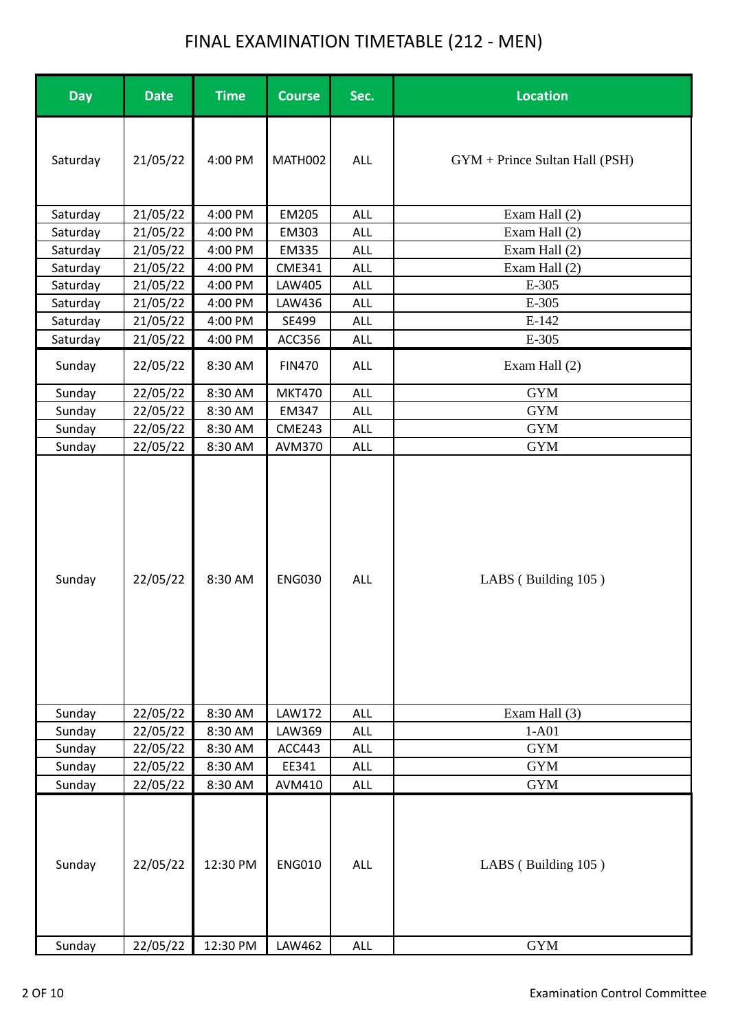# FINAL EXAMINATION TIMETABLE (212 - MEN)

| Day | Date | Time | Course | Sec. | Location |
|---|---|---|---|---|---|
| Saturday | 21/05/22 | 4:00 PM | MATH002 | ALL | GYM + Prince Sultan Hall (PSH) |
| Saturday | 21/05/22 | 4:00 PM | EM205 | ALL | Exam Hall (2) |
| Saturday | 21/05/22 | 4:00 PM | EM303 | ALL | Exam Hall (2) |
| Saturday | 21/05/22 | 4:00 PM | EM335 | ALL | Exam Hall (2) |
| Saturday | 21/05/22 | 4:00 PM | CME341 | ALL | Exam Hall (2) |
| Saturday | 21/05/22 | 4:00 PM | LAW405 | ALL | E-305 |
| Saturday | 21/05/22 | 4:00 PM | LAW436 | ALL | E-305 |
| Saturday | 21/05/22 | 4:00 PM | SE499 | ALL | E-142 |
| Saturday | 21/05/22 | 4:00 PM | ACC356 | ALL | E-305 |
| Sunday | 22/05/22 | 8:30 AM | FIN470 | ALL | Exam Hall (2) |
| Sunday | 22/05/22 | 8:30 AM | MKT470 | ALL | GYM |
| Sunday | 22/05/22 | 8:30 AM | EM347 | ALL | GYM |
| Sunday | 22/05/22 | 8:30 AM | CME243 | ALL | GYM |
| Sunday | 22/05/22 | 8:30 AM | AVM370 | ALL | GYM |
| Sunday | 22/05/22 | 8:30 AM | ENG030 | ALL | LABS ( Building 105 ) |
| Sunday | 22/05/22 | 8:30 AM | LAW172 | ALL | Exam Hall (3) |
| Sunday | 22/05/22 | 8:30 AM | LAW369 | ALL | 1-A01 |
| Sunday | 22/05/22 | 8:30 AM | ACC443 | ALL | GYM |
| Sunday | 22/05/22 | 8:30 AM | EE341 | ALL | GYM |
| Sunday | 22/05/22 | 8:30 AM | AVM410 | ALL | GYM |
| Sunday | 22/05/22 | 12:30 PM | ENG010 | ALL | LABS ( Building 105 ) |
| Sunday | 22/05/22 | 12:30 PM | LAW462 | ALL | GYM |

Examination Control Committee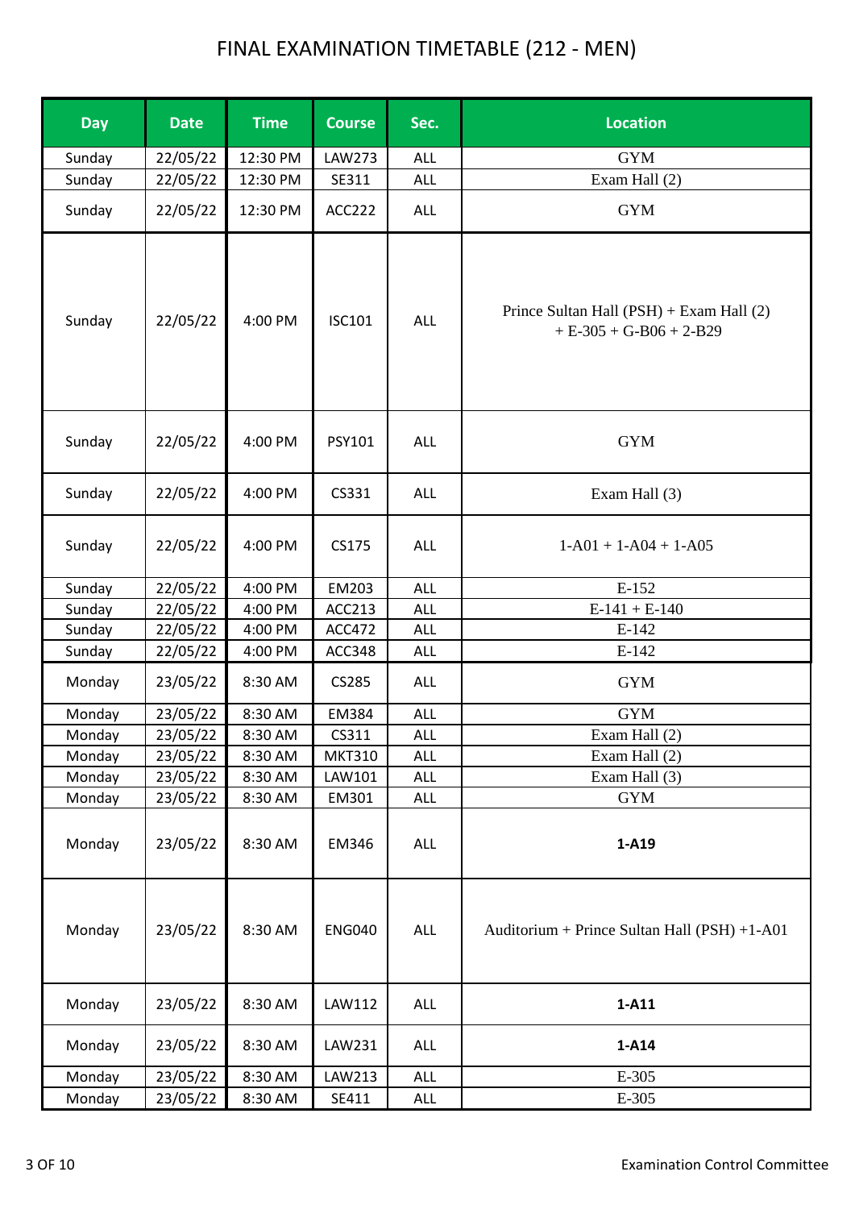# FINAL EXAMINATION TIMETABLE (212 - MEN)

| Day | Date | Time | Course | Sec. | Location |
|---|---|---|---|---|---|
| Sunday | 22/05/22 | 12:30 PM | LAW273 | ALL | GYM |
| Sunday | 22/05/22 | 12:30 PM | SE311 | ALL | Exam Hall (2) |
| Sunday | 22/05/22 | 12:30 PM | ACC222 | ALL | GYM |
| Sunday | 22/05/22 | 4:00 PM | ISC101 | ALL | Prince Sultan Hall (PSH) + Exam Hall (2) + E-305 + G-B06 + 2-B29 |
| Sunday | 22/05/22 | 4:00 PM | PSY101 | ALL | GYM |
| Sunday | 22/05/22 | 4:00 PM | CS331 | ALL | Exam Hall (3) |
| Sunday | 22/05/22 | 4:00 PM | CS175 | ALL | 1-A01 + 1-A04 + 1-A05 |
| Sunday | 22/05/22 | 4:00 PM | EM203 | ALL | E-152 |
| Sunday | 22/05/22 | 4:00 PM | ACC213 | ALL | E-141 + E-140 |
| Sunday | 22/05/22 | 4:00 PM | ACC472 | ALL | E-142 |
| Sunday | 22/05/22 | 4:00 PM | ACC348 | ALL | E-142 |
| Monday | 23/05/22 | 8:30 AM | CS285 | ALL | GYM |
| Monday | 23/05/22 | 8:30 AM | EM384 | ALL | GYM |
| Monday | 23/05/22 | 8:30 AM | CS311 | ALL | Exam Hall (2) |
| Monday | 23/05/22 | 8:30 AM | MKT310 | ALL | Exam Hall (2) |
| Monday | 23/05/22 | 8:30 AM | LAW101 | ALL | Exam Hall (3) |
| Monday | 23/05/22 | 8:30 AM | EM301 | ALL | GYM |
| Monday | 23/05/22 | 8:30 AM | EM346 | ALL | **1-A19** |
| Monday | 23/05/22 | 8:30 AM | ENG040 | ALL | Auditorium + Prince Sultan Hall (PSH) +1-A01 |
| Monday | 23/05/22 | 8:30 AM | LAW112 | ALL | **1-A11** |
| Monday | 23/05/22 | 8:30 AM | LAW231 | ALL | **1-A14** |
| Monday | 23/05/22 | 8:30 AM | LAW213 | ALL | E-305 |
| Monday | 23/05/22 | 8:30 AM | SE411 | ALL | E-305 |

Examination Control Committee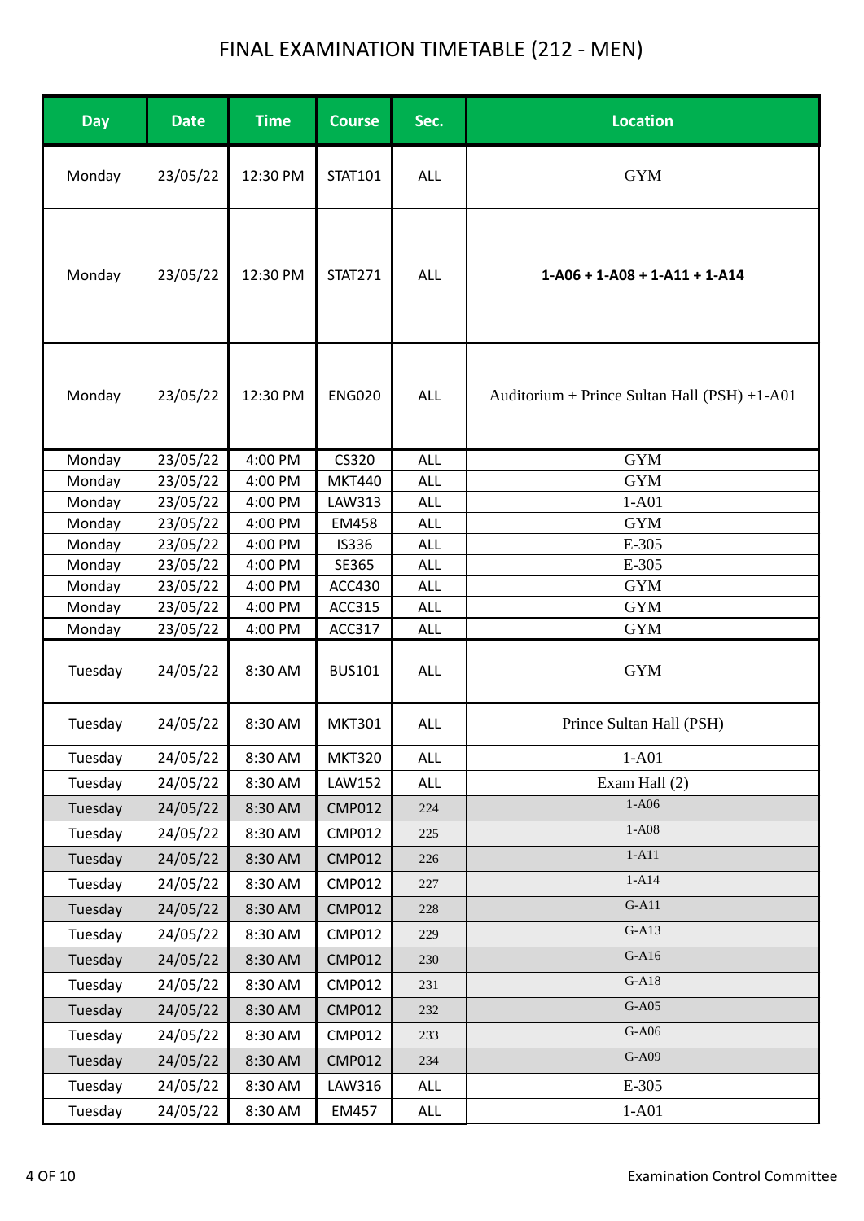# FINAL EXAMINATION TIMETABLE (212 - MEN)

| Day | Date | Time | Course | Sec. | Location |
|---|---|---|---|---|---|
| Monday | 23/05/22 | 12:30 PM | STAT101 | ALL | GYM |
| Monday | 23/05/22 | 12:30 PM | STAT271 | ALL | **1-A06 + 1-A08 + 1-A11 + 1-A14** |
| Monday | 23/05/22 | 12:30 PM | ENG020 | ALL | Auditorium + Prince Sultan Hall (PSH) +1-A01 |
| Monday | 23/05/22 | 4:00 PM | CS320 | ALL | GYM |
| Monday | 23/05/22 | 4:00 PM | MKT440 | ALL | GYM |
| Monday | 23/05/22 | 4:00 PM | LAW313 | ALL | 1-A01 |
| Monday | 23/05/22 | 4:00 PM | EM458 | ALL | GYM |
| Monday | 23/05/22 | 4:00 PM | IS336 | ALL | E-305 |
| Monday | 23/05/22 | 4:00 PM | SE365 | ALL | E-305 |
| Monday | 23/05/22 | 4:00 PM | ACC430 | ALL | GYM |
| Monday | 23/05/22 | 4:00 PM | ACC315 | ALL | GYM |
| Monday | 23/05/22 | 4:00 PM | ACC317 | ALL | GYM |
| Tuesday | 24/05/22 | 8:30 AM | BUS101 | ALL | GYM |
| Tuesday | 24/05/22 | 8:30 AM | MKT301 | ALL | Prince Sultan Hall (PSH) |
| Tuesday | 24/05/22 | 8:30 AM | MKT320 | ALL | 1-A01 |
| Tuesday | 24/05/22 | 8:30 AM | LAW152 | ALL | Exam Hall (2) |
| Tuesday | 24/05/22 | 8:30 AM | CMP012 | 224 | 1-A06 |
| Tuesday | 24/05/22 | 8:30 AM | CMP012 | 225 | 1-A08 |
| Tuesday | 24/05/22 | 8:30 AM | CMP012 | 226 | 1-A11 |
| Tuesday | 24/05/22 | 8:30 AM | CMP012 | 227 | 1-A14 |
| Tuesday | 24/05/22 | 8:30 AM | CMP012 | 228 | G-A11 |
| Tuesday | 24/05/22 | 8:30 AM | CMP012 | 229 | G-A13 |
| Tuesday | 24/05/22 | 8:30 AM | CMP012 | 230 | G-A16 |
| Tuesday | 24/05/22 | 8:30 AM | CMP012 | 231 | G-A18 |
| Tuesday | 24/05/22 | 8:30 AM | CMP012 | 232 | G-A05 |
| Tuesday | 24/05/22 | 8:30 AM | CMP012 | 233 | G-A06 |
| Tuesday | 24/05/22 | 8:30 AM | CMP012 | 234 | G-A09 |
| Tuesday | 24/05/22 | 8:30 AM | LAW316 | ALL | E-305 |
| Tuesday | 24/05/22 | 8:30 AM | EM457 | ALL | 1-A01 |

Examination Control Committee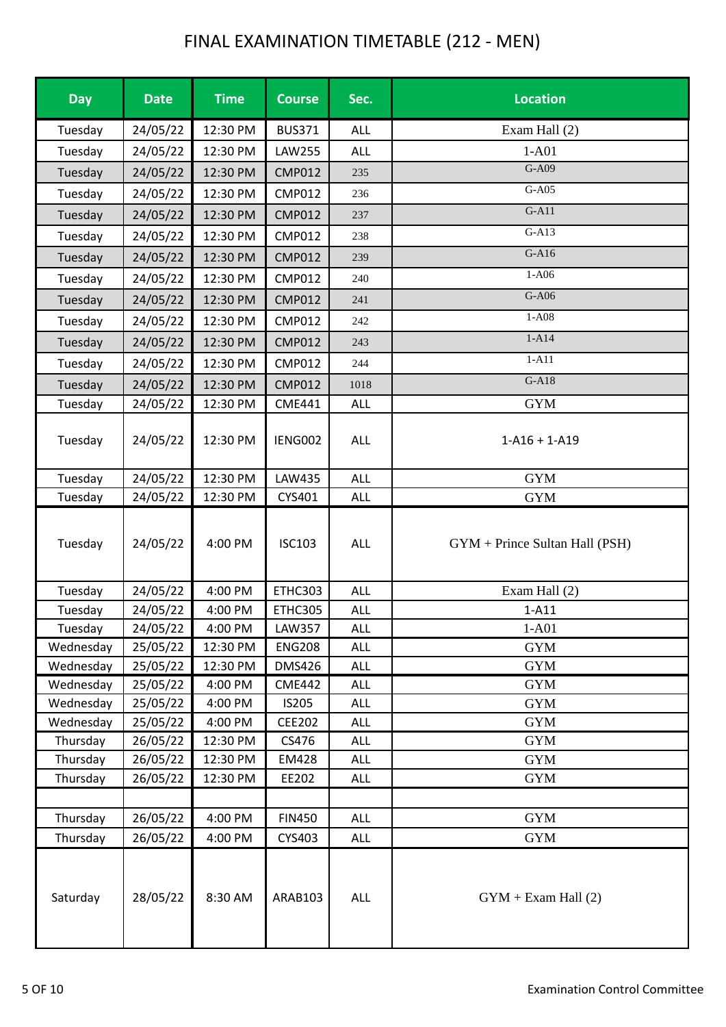# FINAL EXAMINATION TIMETABLE (212 - MEN)

| Day | Date | Time | Course | Sec. | Location |
|---|---|---|---|---|---|
| Tuesday | 24/05/22 | 12:30 PM | BUS371 | ALL | Exam Hall (2) |
| Tuesday | 24/05/22 | 12:30 PM | LAW255 | ALL | 1-A01 |
| Tuesday | 24/05/22 | 12:30 PM | CMP012 | 235 | G-A09 |
| Tuesday | 24/05/22 | 12:30 PM | CMP012 | 236 | G-A05 |
| Tuesday | 24/05/22 | 12:30 PM | CMP012 | 237 | G-A11 |
| Tuesday | 24/05/22 | 12:30 PM | CMP012 | 238 | G-A13 |
| Tuesday | 24/05/22 | 12:30 PM | CMP012 | 239 | G-A16 |
| Tuesday | 24/05/22 | 12:30 PM | CMP012 | 240 | 1-A06 |
| Tuesday | 24/05/22 | 12:30 PM | CMP012 | 241 | G-A06 |
| Tuesday | 24/05/22 | 12:30 PM | CMP012 | 242 | 1-A08 |
| Tuesday | 24/05/22 | 12:30 PM | CMP012 | 243 | 1-A14 |
| Tuesday | 24/05/22 | 12:30 PM | CMP012 | 244 | 1-A11 |
| Tuesday | 24/05/22 | 12:30 PM | CMP012 | 1018 | G-A18 |
| Tuesday | 24/05/22 | 12:30 PM | CME441 | ALL | GYM |
| Tuesday | 24/05/22 | 12:30 PM | IENG002 | ALL | 1-A16 + 1-A19 |
| Tuesday | 24/05/22 | 12:30 PM | LAW435 | ALL | GYM |
| Tuesday | 24/05/22 | 12:30 PM | CYS401 | ALL | GYM |
| Tuesday | 24/05/22 | 4:00 PM | ISC103 | ALL | GYM + Prince Sultan Hall (PSH) |
| Tuesday | 24/05/22 | 4:00 PM | ETHC303 | ALL | Exam Hall (2) |
| Tuesday | 24/05/22 | 4:00 PM | ETHC305 | ALL | 1-A11 |
| Tuesday | 24/05/22 | 4:00 PM | LAW357 | ALL | 1-A01 |
| Wednesday | 25/05/22 | 12:30 PM | ENG208 | ALL | GYM |
| Wednesday | 25/05/22 | 12:30 PM | DMS426 | ALL | GYM |
| Wednesday | 25/05/22 | 4:00 PM | CME442 | ALL | GYM |
| Wednesday | 25/05/22 | 4:00 PM | IS205 | ALL | GYM |
| Wednesday | 25/05/22 | 4:00 PM | CEE202 | ALL | GYM |
| Thursday | 26/05/22 | 12:30 PM | CS476 | ALL | GYM |
| Thursday | 26/05/22 | 12:30 PM | EM428 | ALL | GYM |
| Thursday | 26/05/22 | 12:30 PM | EE202 | ALL | GYM |
| | | | | | |
| Thursday | 26/05/22 | 4:00 PM | FIN450 | ALL | GYM |
| Thursday | 26/05/22 | 4:00 PM | CYS403 | ALL | GYM |
| Saturday | 28/05/22 | 8:30 AM | ARAB103 | ALL | GYM + Exam Hall (2) |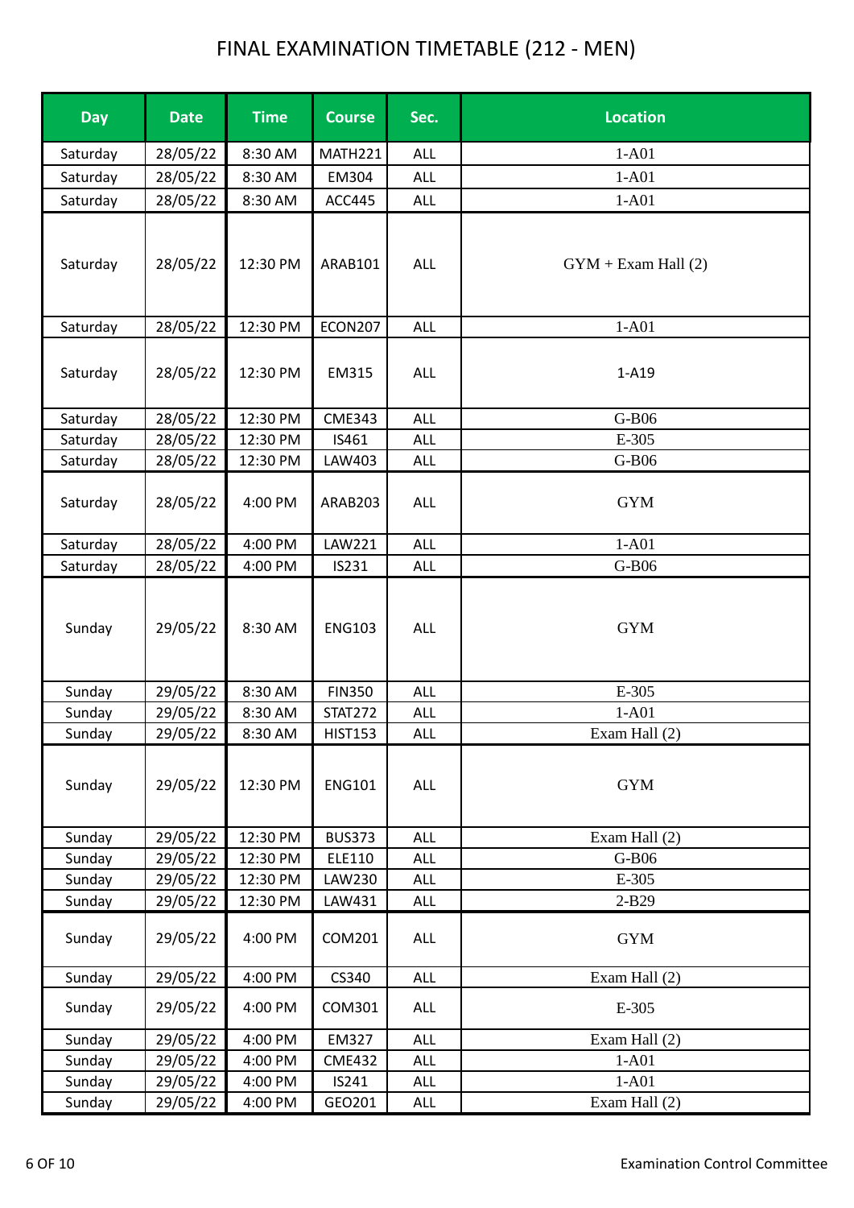# FINAL EXAMINATION TIMETABLE (212 - MEN)

| Day | Date | Time | Course | Sec. | Location |
|---|---|---|---|---|---|
| Saturday | 28/05/22 | 8:30 AM | MATH221 | ALL | 1-A01 |
| Saturday | 28/05/22 | 8:30 AM | EM304 | ALL | 1-A01 |
| Saturday | 28/05/22 | 8:30 AM | ACC445 | ALL | 1-A01 |
| Saturday | 28/05/22 | 12:30 PM | ARAB101 | ALL | GYM + Exam Hall (2) |
| Saturday | 28/05/22 | 12:30 PM | ECON207 | ALL | 1-A01 |
| Saturday | 28/05/22 | 12:30 PM | EM315 | ALL | 1-A19 |
| Saturday | 28/05/22 | 12:30 PM | CME343 | ALL | G-B06 |
| Saturday | 28/05/22 | 12:30 PM | IS461 | ALL | E-305 |
| Saturday | 28/05/22 | 12:30 PM | LAW403 | ALL | G-B06 |
| Saturday | 28/05/22 | 4:00 PM | ARAB203 | ALL | GYM |
| Saturday | 28/05/22 | 4:00 PM | LAW221 | ALL | 1-A01 |
| Saturday | 28/05/22 | 4:00 PM | IS231 | ALL | G-B06 |
| Sunday | 29/05/22 | 8:30 AM | ENG103 | ALL | GYM |
| Sunday | 29/05/22 | 8:30 AM | FIN350 | ALL | E-305 |
| Sunday | 29/05/22 | 8:30 AM | STAT272 | ALL | 1-A01 |
| Sunday | 29/05/22 | 8:30 AM | HIST153 | ALL | Exam Hall (2) |
| Sunday | 29/05/22 | 12:30 PM | ENG101 | ALL | GYM |
| Sunday | 29/05/22 | 12:30 PM | BUS373 | ALL | Exam Hall (2) |
| Sunday | 29/05/22 | 12:30 PM | ELE110 | ALL | G-B06 |
| Sunday | 29/05/22 | 12:30 PM | LAW230 | ALL | E-305 |
| Sunday | 29/05/22 | 12:30 PM | LAW431 | ALL | 2-B29 |
| Sunday | 29/05/22 | 4:00 PM | COM201 | ALL | GYM |
| Sunday | 29/05/22 | 4:00 PM | CS340 | ALL | Exam Hall (2) |
| Sunday | 29/05/22 | 4:00 PM | COM301 | ALL | E-305 |
| Sunday | 29/05/22 | 4:00 PM | EM327 | ALL | Exam Hall (2) |
| Sunday | 29/05/22 | 4:00 PM | CME432 | ALL | 1-A01 |
| Sunday | 29/05/22 | 4:00 PM | IS241 | ALL | 1-A01 |
| Sunday | 29/05/22 | 4:00 PM | GEO201 | ALL | Exam Hall (2) |

Examination Control Committee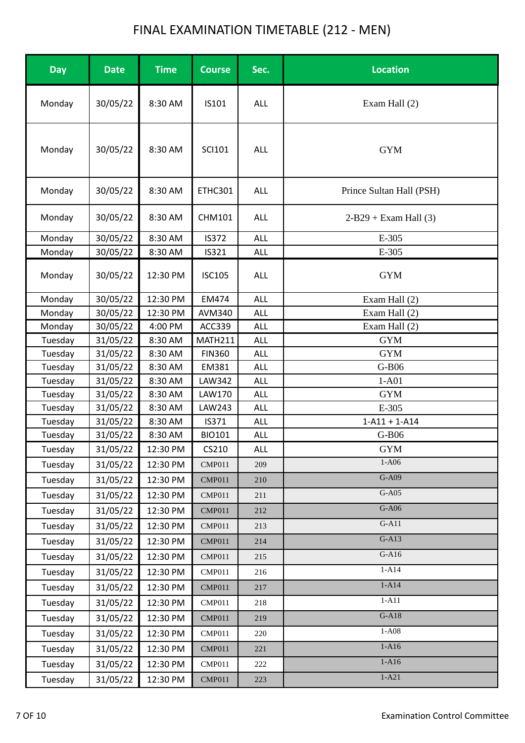# FINAL EXAMINATION TIMETABLE (212 - MEN)

| Day | Date | Time | Course | Sec. | Location |
|---|---|---|---|---|---|
| Monday | 30/05/22 | 8:30 AM | IS101 | ALL | Exam Hall (2) |
| Monday | 30/05/22 | 8:30 AM | SCI101 | ALL | GYM |
| Monday | 30/05/22 | 8:30 AM | ETHC301 | ALL | Prince Sultan Hall (PSH) |
| Monday | 30/05/22 | 8:30 AM | CHM101 | ALL | 2-B29 + Exam Hall (3) |
| Monday | 30/05/22 | 8:30 AM | IS372 | ALL | E-305 |
| Monday | 30/05/22 | 8:30 AM | IS321 | ALL | E-305 |
| Monday | 30/05/22 | 12:30 PM | ISC105 | ALL | GYM |
| Monday | 30/05/22 | 12:30 PM | EM474 | ALL | Exam Hall (2) |
| Monday | 30/05/22 | 12:30 PM | AVM340 | ALL | Exam Hall (2) |
| Monday | 30/05/22 | 4:00 PM | ACC339 | ALL | Exam Hall (2) |
| Tuesday | 31/05/22 | 8:30 AM | MATH211 | ALL | GYM |
| Tuesday | 31/05/22 | 8:30 AM | FIN360 | ALL | GYM |
| Tuesday | 31/05/22 | 8:30 AM | EM381 | ALL | G-B06 |
| Tuesday | 31/05/22 | 8:30 AM | LAW342 | ALL | 1-A01 |
| Tuesday | 31/05/22 | 8:30 AM | LAW170 | ALL | GYM |
| Tuesday | 31/05/22 | 8:30 AM | LAW243 | ALL | E-305 |
| Tuesday | 31/05/22 | 8:30 AM | IS371 | ALL | 1-A11 + 1-A14 |
| Tuesday | 31/05/22 | 8:30 AM | BIO101 | ALL | G-B06 |
| Tuesday | 31/05/22 | 12:30 PM | CS210 | ALL | GYM |
| Tuesday | 31/05/22 | 12:30 PM | CMP011 | 209 | 1-A06 |
| Tuesday | 31/05/22 | 12:30 PM | CMP011 | 210 | G-A09 |
| Tuesday | 31/05/22 | 12:30 PM | CMP011 | 211 | G-A05 |
| Tuesday | 31/05/22 | 12:30 PM | CMP011 | 212 | G-A06 |
| Tuesday | 31/05/22 | 12:30 PM | CMP011 | 213 | G-A11 |
| Tuesday | 31/05/22 | 12:30 PM | CMP011 | 214 | G-A13 |
| Tuesday | 31/05/22 | 12:30 PM | CMP011 | 215 | G-A16 |
| Tuesday | 31/05/22 | 12:30 PM | CMP011 | 216 | 1-A14 |
| Tuesday | 31/05/22 | 12:30 PM | CMP011 | 217 | 1-A14 |
| Tuesday | 31/05/22 | 12:30 PM | CMP011 | 218 | 1-A11 |
| Tuesday | 31/05/22 | 12:30 PM | CMP011 | 219 | G-A18 |
| Tuesday | 31/05/22 | 12:30 PM | CMP011 | 220 | 1-A08 |
| Tuesday | 31/05/22 | 12:30 PM | CMP011 | 221 | 1-A16 |
| Tuesday | 31/05/22 | 12:30 PM | CMP011 | 222 | 1-A16 |
| Tuesday | 31/05/22 | 12:30 PM | CMP011 | 223 | 1-A21 |

Examination Control Committee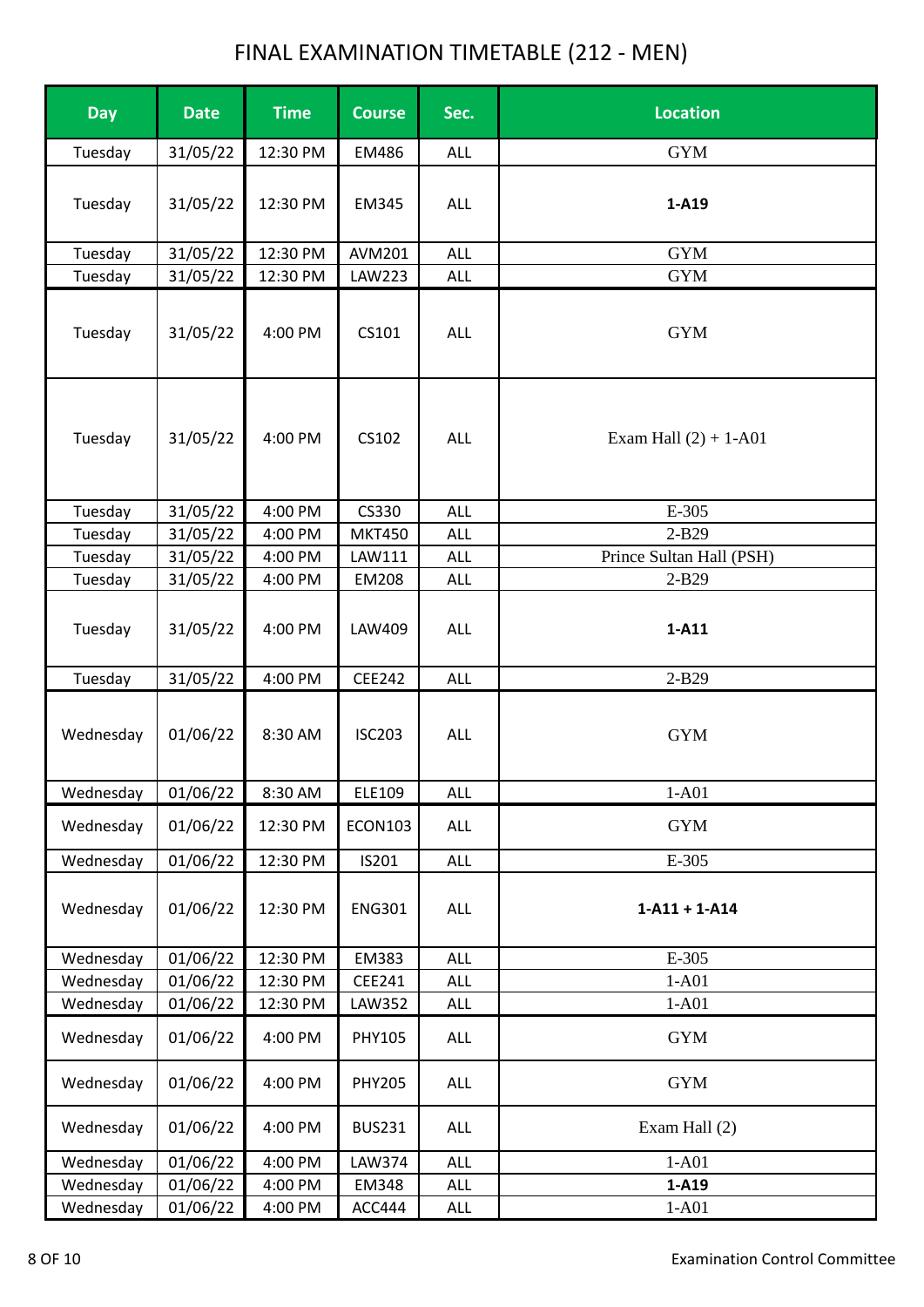# FINAL EXAMINATION TIMETABLE (212 - MEN)

| Day | Date | Time | Course | Sec. | Location |
|---|---|---|---|---|---|
| Tuesday | 31/05/22 | 12:30 PM | EM486 | ALL | GYM |
| Tuesday | 31/05/22 | 12:30 PM | EM345 | ALL | **1-A19** |
| Tuesday | 31/05/22 | 12:30 PM | AVM201 | ALL | GYM |
| Tuesday | 31/05/22 | 12:30 PM | LAW223 | ALL | GYM |
| Tuesday | 31/05/22 | 4:00 PM | CS101 | ALL | GYM |
| Tuesday | 31/05/22 | 4:00 PM | CS102 | ALL | Exam Hall (2) + 1-A01 |
| Tuesday | 31/05/22 | 4:00 PM | CS330 | ALL | E-305 |
| Tuesday | 31/05/22 | 4:00 PM | MKT450 | ALL | 2-B29 |
| Tuesday | 31/05/22 | 4:00 PM | LAW111 | ALL | Prince Sultan Hall (PSH) |
| Tuesday | 31/05/22 | 4:00 PM | EM208 | ALL | 2-B29 |
| Tuesday | 31/05/22 | 4:00 PM | LAW409 | ALL | **1-A11** |
| Tuesday | 31/05/22 | 4:00 PM | CEE242 | ALL | 2-B29 |
| Wednesday | 01/06/22 | 8:30 AM | ISC203 | ALL | GYM |
| Wednesday | 01/06/22 | 8:30 AM | ELE109 | ALL | 1-A01 |
| Wednesday | 01/06/22 | 12:30 PM | ECON103 | ALL | GYM |
| Wednesday | 01/06/22 | 12:30 PM | IS201 | ALL | E-305 |
| Wednesday | 01/06/22 | 12:30 PM | ENG301 | ALL | **1-A11 + 1-A14** |
| Wednesday | 01/06/22 | 12:30 PM | EM383 | ALL | E-305 |
| Wednesday | 01/06/22 | 12:30 PM | CEE241 | ALL | 1-A01 |
| Wednesday | 01/06/22 | 12:30 PM | LAW352 | ALL | 1-A01 |
| Wednesday | 01/06/22 | 4:00 PM | PHY105 | ALL | GYM |
| Wednesday | 01/06/22 | 4:00 PM | PHY205 | ALL | GYM |
| Wednesday | 01/06/22 | 4:00 PM | BUS231 | ALL | Exam Hall (2) |
| Wednesday | 01/06/22 | 4:00 PM | LAW374 | ALL | 1-A01 |
| Wednesday | 01/06/22 | 4:00 PM | EM348 | ALL | **1-A19** |
| Wednesday | 01/06/22 | 4:00 PM | ACC444 | ALL | 1-A01 |

Examination Control Committee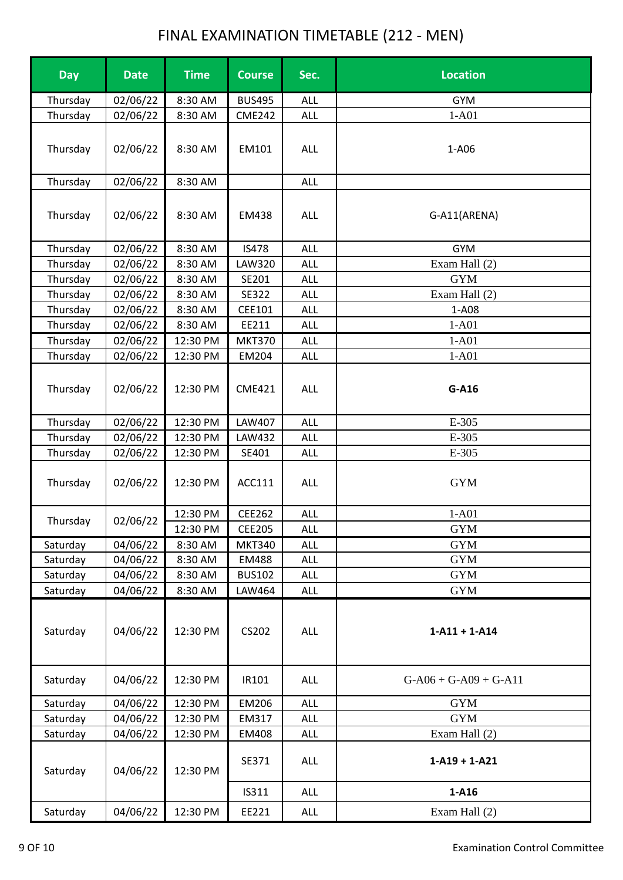# FINAL EXAMINATION TIMETABLE (212 - MEN)

| Day | Date | Time | Course | Sec. | Location |
|---|---|---|---|---|---|
| Thursday | 02/06/22 | 8:30 AM | BUS495 | ALL | GYM |
| Thursday | 02/06/22 | 8:30 AM | CME242 | ALL | 1-A01 |
| Thursday | 02/06/22 | 8:30 AM | EM101 | ALL | 1-A06 |
| Thursday | 02/06/22 | 8:30 AM | | ALL | |
| Thursday | 02/06/22 | 8:30 AM | EM438 | ALL | G-A11(ARENA) |
| Thursday | 02/06/22 | 8:30 AM | IS478 | ALL | GYM |
| Thursday | 02/06/22 | 8:30 AM | LAW320 | ALL | Exam Hall (2) |
| Thursday | 02/06/22 | 8:30 AM | SE201 | ALL | GYM |
| Thursday | 02/06/22 | 8:30 AM | SE322 | ALL | Exam Hall (2) |
| Thursday | 02/06/22 | 8:30 AM | CEE101 | ALL | 1-A08 |
| Thursday | 02/06/22 | 8:30 AM | EE211 | ALL | 1-A01 |
| Thursday | 02/06/22 | 12:30 PM | MKT370 | ALL | 1-A01 |
| Thursday | 02/06/22 | 12:30 PM | EM204 | ALL | 1-A01 |
| Thursday | 02/06/22 | 12:30 PM | CME421 | ALL | **G-A16** |
| Thursday | 02/06/22 | 12:30 PM | LAW407 | ALL | E-305 |
| Thursday | 02/06/22 | 12:30 PM | LAW432 | ALL | E-305 |
| Thursday | 02/06/22 | 12:30 PM | SE401 | ALL | E-305 |
| Thursday | 02/06/22 | 12:30 PM | ACC111 | ALL | GYM |
| Thursday | 02/06/22 | 12:30 PM | CEE262 | ALL | 1-A01 |
| | | 12:30 PM | CEE205 | ALL | GYM |
| Saturday | 04/06/22 | 8:30 AM | MKT340 | ALL | GYM |
| Saturday | 04/06/22 | 8:30 AM | EM488 | ALL | GYM |
| Saturday | 04/06/22 | 8:30 AM | BUS102 | ALL | GYM |
| Saturday | 04/06/22 | 8:30 AM | LAW464 | ALL | GYM |
| Saturday | 04/06/22 | 12:30 PM | CS202 | ALL | **1-A11 + 1-A14** |
| Saturday | 04/06/22 | 12:30 PM | IR101 | ALL | G-A06 + G-A09 + G-A11 |
| Saturday | 04/06/22 | 12:30 PM | EM206 | ALL | GYM |
| Saturday | 04/06/22 | 12:30 PM | EM317 | ALL | GYM |
| Saturday | 04/06/22 | 12:30 PM | EM408 | ALL | Exam Hall (2) |
| Saturday | 04/06/22 | 12:30 PM | SE371 | ALL | **1-A19 + 1-A21** |
| | | | IS311 | ALL | **1-A16** |
| Saturday | 04/06/22 | 12:30 PM | EE221 | ALL | Exam Hall (2) |

Examination Control Committee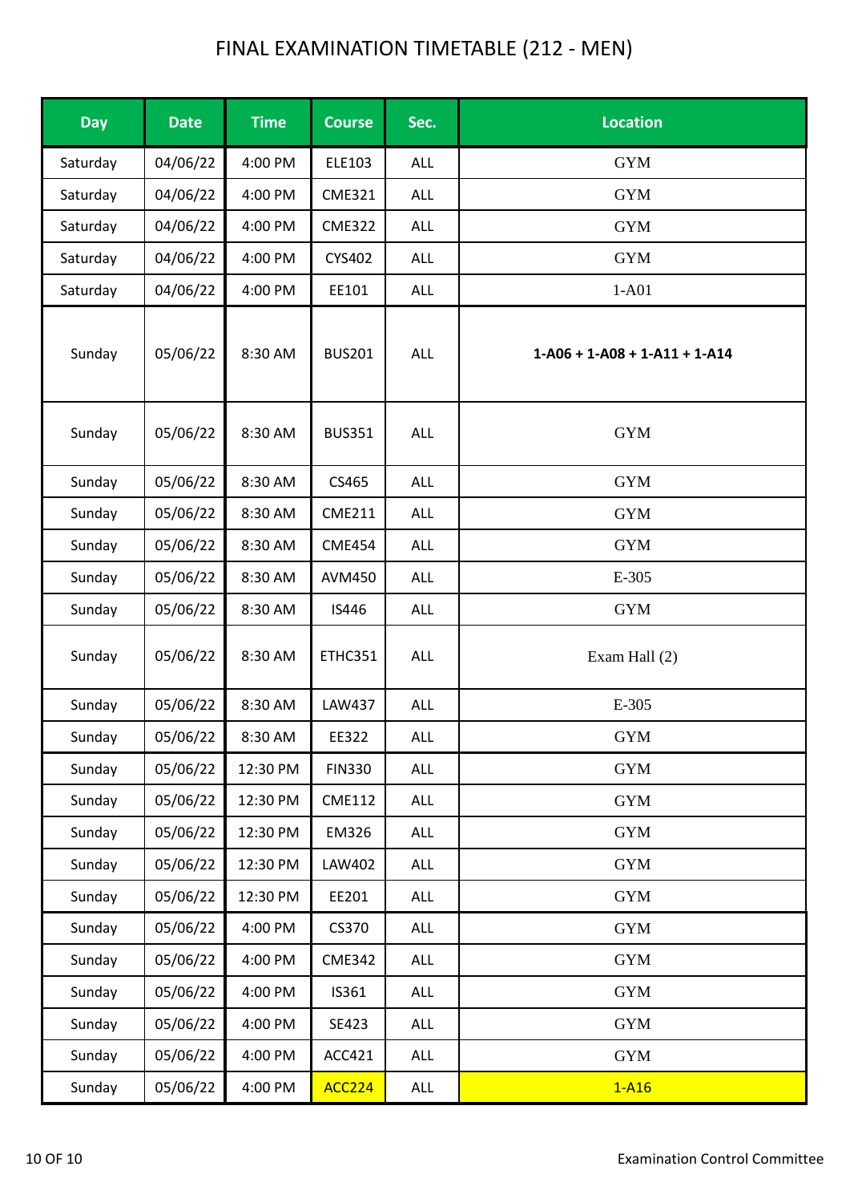# FINAL EXAMINATION TIMETABLE (212 - MEN)

| Day | Date | Time | Course | Sec. | Location |
|---|---|---|---|---|---|
| Saturday | 04/06/22 | 4:00 PM | ELE103 | ALL | GYM |
| Saturday | 04/06/22 | 4:00 PM | CME321 | ALL | GYM |
| Saturday | 04/06/22 | 4:00 PM | CME322 | ALL | GYM |
| Saturday | 04/06/22 | 4:00 PM | CYS402 | ALL | GYM |
| Saturday | 04/06/22 | 4:00 PM | EE101 | ALL | 1-A01 |
| Sunday | 05/06/22 | 8:30 AM | BUS201 | ALL | **1-A06 + 1-A08 + 1-A11 + 1-A14** |
| Sunday | 05/06/22 | 8:30 AM | BUS351 | ALL | GYM |
| Sunday | 05/06/22 | 8:30 AM | CS465 | ALL | GYM |
| Sunday | 05/06/22 | 8:30 AM | CME211 | ALL | GYM |
| Sunday | 05/06/22 | 8:30 AM | CME454 | ALL | GYM |
| Sunday | 05/06/22 | 8:30 AM | AVM450 | ALL | E-305 |
| Sunday | 05/06/22 | 8:30 AM | IS446 | ALL | GYM |
| Sunday | 05/06/22 | 8:30 AM | ETHC351 | ALL | Exam Hall (2) |
| Sunday | 05/06/22 | 8:30 AM | LAW437 | ALL | E-305 |
| Sunday | 05/06/22 | 8:30 AM | EE322 | ALL | GYM |
| Sunday | 05/06/22 | 12:30 PM | FIN330 | ALL | GYM |
| Sunday | 05/06/22 | 12:30 PM | CME112 | ALL | GYM |
| Sunday | 05/06/22 | 12:30 PM | EM326 | ALL | GYM |
| Sunday | 05/06/22 | 12:30 PM | LAW402 | ALL | GYM |
| Sunday | 05/06/22 | 12:30 PM | EE201 | ALL | GYM |
| Sunday | 05/06/22 | 4:00 PM | CS370 | ALL | GYM |
| Sunday | 05/06/22 | 4:00 PM | CME342 | ALL | GYM |
| Sunday | 05/06/22 | 4:00 PM | IS361 | ALL | GYM |
| Sunday | 05/06/22 | 4:00 PM | SE423 | ALL | GYM |
| Sunday | 05/06/22 | 4:00 PM | ACC421 | ALL | GYM |
| Sunday | 05/06/22 | 4:00 PM | ACC224 | ALL | 1-A16 |

Examination Control Committee